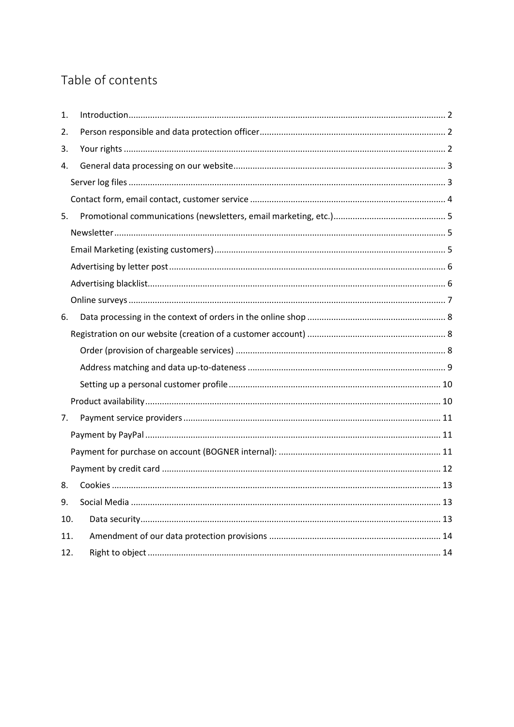# Table of contents

1. Introduction ..... 2
2. Person responsible and data protection officer ..... 2
3. Your rights ..... 2
4. General data processing on our website ..... 3
   - Server log files ..... 3
   - Contact form, email contact, customer service ..... 4
5. Promotional communications (newsletters, email marketing, etc.) ..... 5
   - Newsletter ..... 5
   - Email Marketing (existing customers) ..... 5
   - Advertising by letter post ..... 6
   - Advertising blacklist ..... 6
   - Online surveys ..... 7
6. Data processing in the context of orders in the online shop ..... 8
   - Registration on our website (creation of a customer account) ..... 8
     - Order (provision of chargeable services) ..... 8
     - Address matching and data up-to-dateness ..... 9
     - Setting up a personal customer profile ..... 10
   - Product availability ..... 10
7. Payment service providers ..... 11
   - Payment by PayPal ..... 11
   - Payment for purchase on account (BOGNER internal): ..... 11
   - Payment by credit card ..... 12
8. Cookies ..... 13
9. Social Media ..... 13
10. Data security ..... 13
11. Amendment of our data protection provisions ..... 14
12. Right to object ..... 14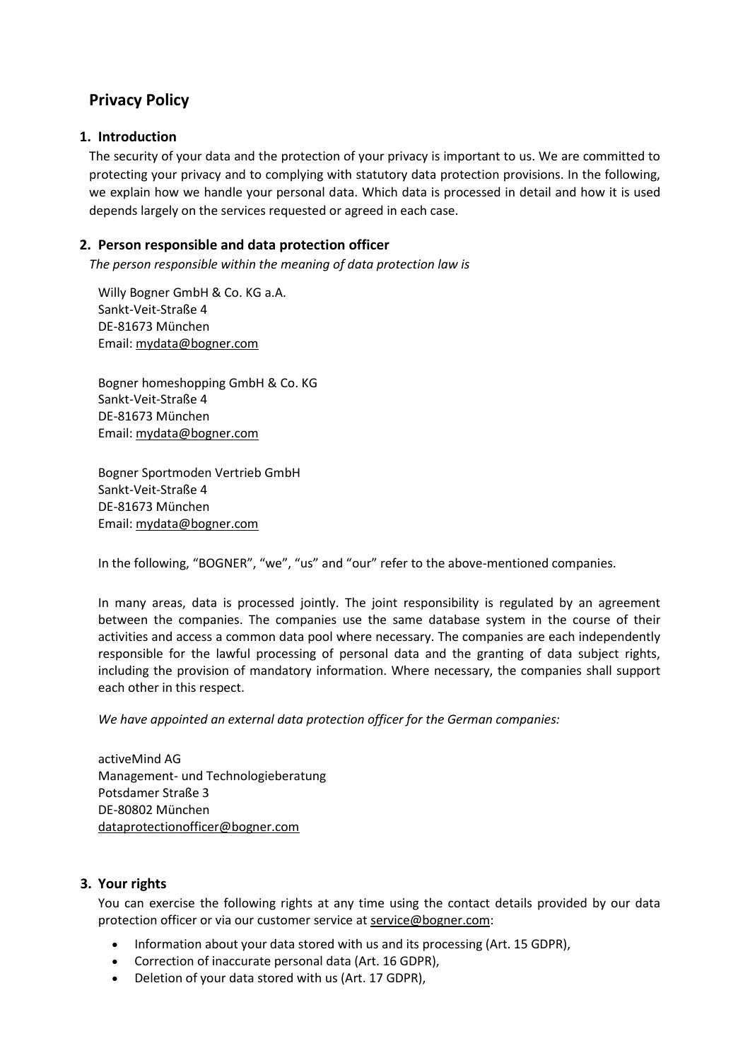# Privacy Policy

## 1. Introduction

The security of your data and the protection of your privacy is important to us. We are committed to protecting your privacy and to complying with statutory data protection provisions. In the following, we explain how we handle your personal data. Which data is processed in detail and how it is used depends largely on the services requested or agreed in each case.

## 2. Person responsible and data protection officer

*The person responsible within the meaning of data protection law is*

Willy Bogner GmbH & Co. KG a.A.
Sankt-Veit-Straße 4
DE-81673 München
Email: mydata@bogner.com

Bogner homeshopping GmbH & Co. KG
Sankt-Veit-Straße 4
DE-81673 München
Email: mydata@bogner.com

Bogner Sportmoden Vertrieb GmbH
Sankt-Veit-Straße 4
DE-81673 München
Email: mydata@bogner.com

In the following, "BOGNER", "we", "us" and "our" refer to the above-mentioned companies.

In many areas, data is processed jointly. The joint responsibility is regulated by an agreement between the companies. The companies use the same database system in the course of their activities and access a common data pool where necessary. The companies are each independently responsible for the lawful processing of personal data and the granting of data subject rights, including the provision of mandatory information. Where necessary, the companies shall support each other in this respect.

*We have appointed an external data protection officer for the German companies:*

activeMind AG
Management- und Technologieberatung
Potsdamer Straße 3
DE-80802 München
dataprotectionofficer@bogner.com

## 3. Your rights

You can exercise the following rights at any time using the contact details provided by our data protection officer or via our customer service at service@bogner.com:

- Information about your data stored with us and its processing (Art. 15 GDPR),
- Correction of inaccurate personal data (Art. 16 GDPR),
- Deletion of your data stored with us (Art. 17 GDPR),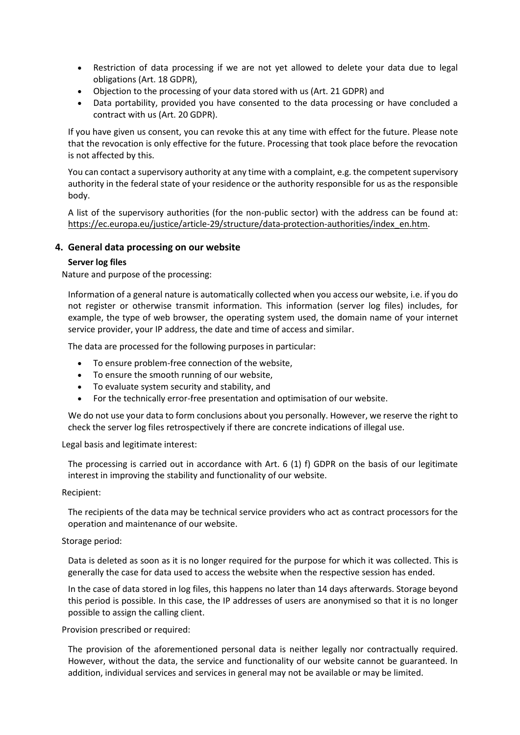- Restriction of data processing if we are not yet allowed to delete your data due to legal obligations (Art. 18 GDPR),
- Objection to the processing of your data stored with us (Art. 21 GDPR) and
- Data portability, provided you have consented to the data processing or have concluded a contract with us (Art. 20 GDPR).

If you have given us consent, you can revoke this at any time with effect for the future. Please note that the revocation is only effective for the future. Processing that took place before the revocation is not affected by this.

You can contact a supervisory authority at any time with a complaint, e.g. the competent supervisory authority in the federal state of your residence or the authority responsible for us as the responsible body.

A list of the supervisory authorities (for the non-public sector) with the address can be found at: https://ec.europa.eu/justice/article-29/structure/data-protection-authorities/index_en.htm.

## 4. General data processing on our website

### Server log files

Nature and purpose of the processing:

Information of a general nature is automatically collected when you access our website, i.e. if you do not register or otherwise transmit information. This information (server log files) includes, for example, the type of web browser, the operating system used, the domain name of your internet service provider, your IP address, the date and time of access and similar.

The data are processed for the following purposes in particular:

- To ensure problem-free connection of the website,
- To ensure the smooth running of our website,
- To evaluate system security and stability, and
- For the technically error-free presentation and optimisation of our website.

We do not use your data to form conclusions about you personally. However, we reserve the right to check the server log files retrospectively if there are concrete indications of illegal use.

Legal basis and legitimate interest:

The processing is carried out in accordance with Art. 6 (1) f) GDPR on the basis of our legitimate interest in improving the stability and functionality of our website.

Recipient:

The recipients of the data may be technical service providers who act as contract processors for the operation and maintenance of our website.

Storage period:

Data is deleted as soon as it is no longer required for the purpose for which it was collected. This is generally the case for data used to access the website when the respective session has ended.

In the case of data stored in log files, this happens no later than 14 days afterwards. Storage beyond this period is possible. In this case, the IP addresses of users are anonymised so that it is no longer possible to assign the calling client.

Provision prescribed or required:

The provision of the aforementioned personal data is neither legally nor contractually required. However, without the data, the service and functionality of our website cannot be guaranteed. In addition, individual services and services in general may not be available or may be limited.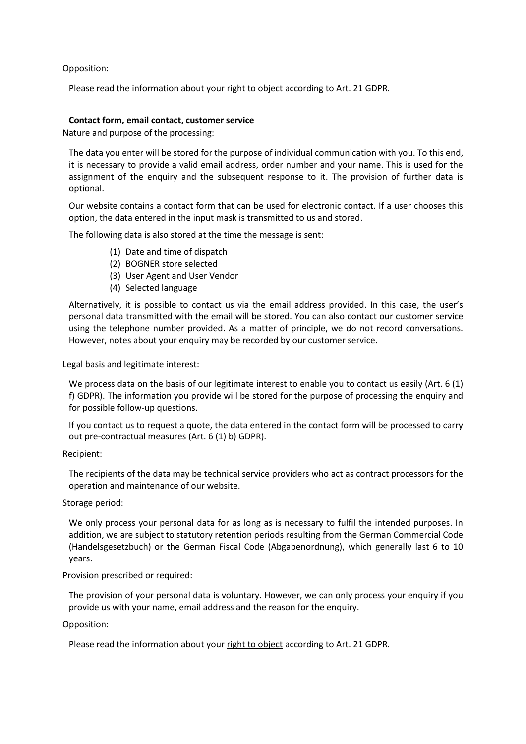Opposition:

Please read the information about your right to object according to Art. 21 GDPR.

**Contact form, email contact, customer service**

Nature and purpose of the processing:

The data you enter will be stored for the purpose of individual communication with you. To this end, it is necessary to provide a valid email address, order number and your name. This is used for the assignment of the enquiry and the subsequent response to it. The provision of further data is optional.

Our website contains a contact form that can be used for electronic contact. If a user chooses this option, the data entered in the input mask is transmitted to us and stored.

The following data is also stored at the time the message is sent:

(1) Date and time of dispatch
(2) BOGNER store selected
(3) User Agent and User Vendor
(4) Selected language

Alternatively, it is possible to contact us via the email address provided. In this case, the user's personal data transmitted with the email will be stored. You can also contact our customer service using the telephone number provided. As a matter of principle, we do not record conversations. However, notes about your enquiry may be recorded by our customer service.

Legal basis and legitimate interest:

We process data on the basis of our legitimate interest to enable you to contact us easily (Art. 6 (1) f) GDPR). The information you provide will be stored for the purpose of processing the enquiry and for possible follow-up questions.

If you contact us to request a quote, the data entered in the contact form will be processed to carry out pre-contractual measures (Art. 6 (1) b) GDPR).

Recipient:

The recipients of the data may be technical service providers who act as contract processors for the operation and maintenance of our website.

Storage period:

We only process your personal data for as long as is necessary to fulfil the intended purposes. In addition, we are subject to statutory retention periods resulting from the German Commercial Code (Handelsgesetzbuch) or the German Fiscal Code (Abgabenordnung), which generally last 6 to 10 years.

Provision prescribed or required:

The provision of your personal data is voluntary. However, we can only process your enquiry if you provide us with your name, email address and the reason for the enquiry.

Opposition:

Please read the information about your right to object according to Art. 21 GDPR.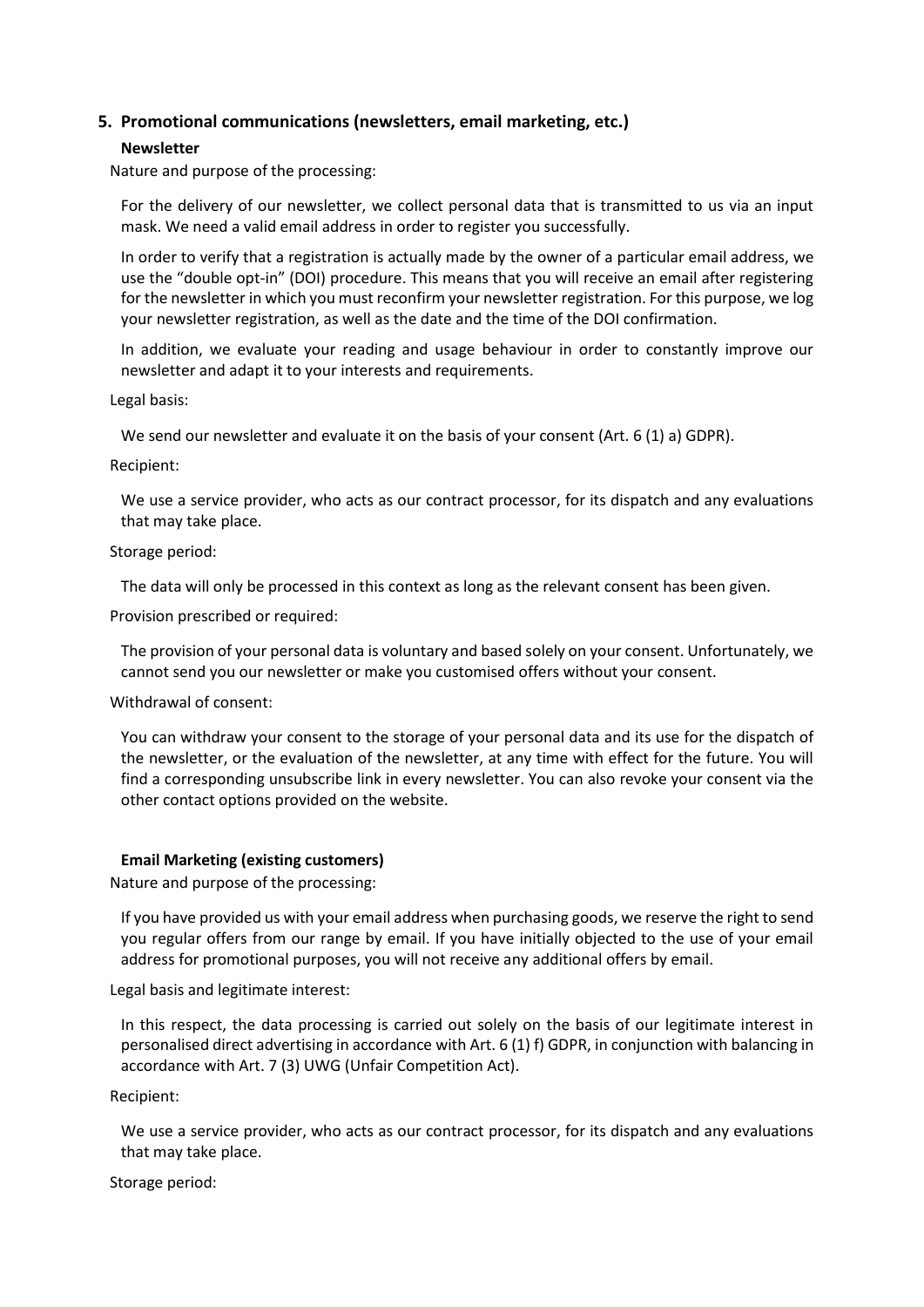## 5. Promotional communications (newsletters, email marketing, etc.)

### Newsletter

Nature and purpose of the processing:

For the delivery of our newsletter, we collect personal data that is transmitted to us via an input mask. We need a valid email address in order to register you successfully.

In order to verify that a registration is actually made by the owner of a particular email address, we use the "double opt-in" (DOI) procedure. This means that you will receive an email after registering for the newsletter in which you must reconfirm your newsletter registration. For this purpose, we log your newsletter registration, as well as the date and the time of the DOI confirmation.

In addition, we evaluate your reading and usage behaviour in order to constantly improve our newsletter and adapt it to your interests and requirements.

Legal basis:

We send our newsletter and evaluate it on the basis of your consent (Art. 6 (1) a) GDPR).

Recipient:

We use a service provider, who acts as our contract processor, for its dispatch and any evaluations that may take place.

Storage period:

The data will only be processed in this context as long as the relevant consent has been given.

Provision prescribed or required:

The provision of your personal data is voluntary and based solely on your consent. Unfortunately, we cannot send you our newsletter or make you customised offers without your consent.

Withdrawal of consent:

You can withdraw your consent to the storage of your personal data and its use for the dispatch of the newsletter, or the evaluation of the newsletter, at any time with effect for the future. You will find a corresponding unsubscribe link in every newsletter. You can also revoke your consent via the other contact options provided on the website.

### Email Marketing (existing customers)

Nature and purpose of the processing:

If you have provided us with your email address when purchasing goods, we reserve the right to send you regular offers from our range by email. If you have initially objected to the use of your email address for promotional purposes, you will not receive any additional offers by email.

Legal basis and legitimate interest:

In this respect, the data processing is carried out solely on the basis of our legitimate interest in personalised direct advertising in accordance with Art. 6 (1) f) GDPR, in conjunction with balancing in accordance with Art. 7 (3) UWG (Unfair Competition Act).

Recipient:

We use a service provider, who acts as our contract processor, for its dispatch and any evaluations that may take place.

Storage period: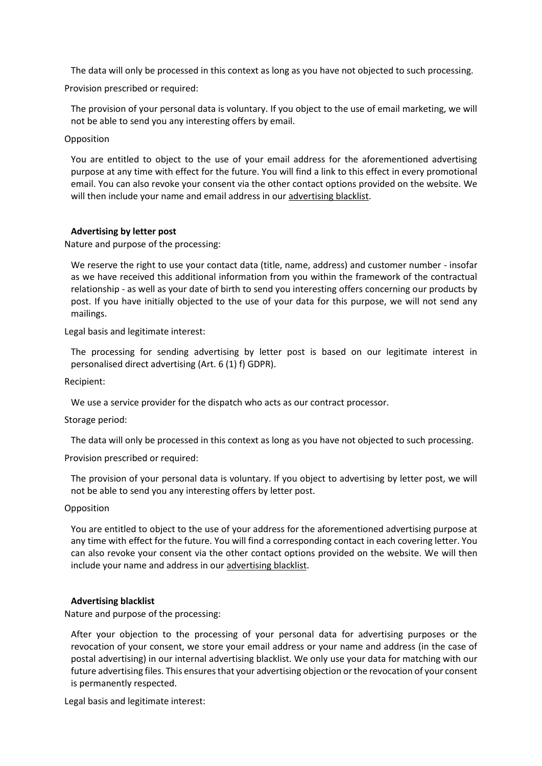The data will only be processed in this context as long as you have not objected to such processing.

Provision prescribed or required:

The provision of your personal data is voluntary. If you object to the use of email marketing, we will not be able to send you any interesting offers by email.

Opposition

You are entitled to object to the use of your email address for the aforementioned advertising purpose at any time with effect for the future. You will find a link to this effect in every promotional email. You can also revoke your consent via the other contact options provided on the website. We will then include your name and email address in our advertising blacklist.

**Advertising by letter post**

Nature and purpose of the processing:

We reserve the right to use your contact data (title, name, address) and customer number - insofar as we have received this additional information from you within the framework of the contractual relationship - as well as your date of birth to send you interesting offers concerning our products by post. If you have initially objected to the use of your data for this purpose, we will not send any mailings.

Legal basis and legitimate interest:

The processing for sending advertising by letter post is based on our legitimate interest in personalised direct advertising (Art. 6 (1) f) GDPR).

Recipient:

We use a service provider for the dispatch who acts as our contract processor.

Storage period:

The data will only be processed in this context as long as you have not objected to such processing.

Provision prescribed or required:

The provision of your personal data is voluntary. If you object to advertising by letter post, we will not be able to send you any interesting offers by letter post.

Opposition

You are entitled to object to the use of your address for the aforementioned advertising purpose at any time with effect for the future. You will find a corresponding contact in each covering letter. You can also revoke your consent via the other contact options provided on the website. We will then include your name and address in our advertising blacklist.

**Advertising blacklist**

Nature and purpose of the processing:

After your objection to the processing of your personal data for advertising purposes or the revocation of your consent, we store your email address or your name and address (in the case of postal advertising) in our internal advertising blacklist. We only use your data for matching with our future advertising files. This ensures that your advertising objection or the revocation of your consent is permanently respected.

Legal basis and legitimate interest: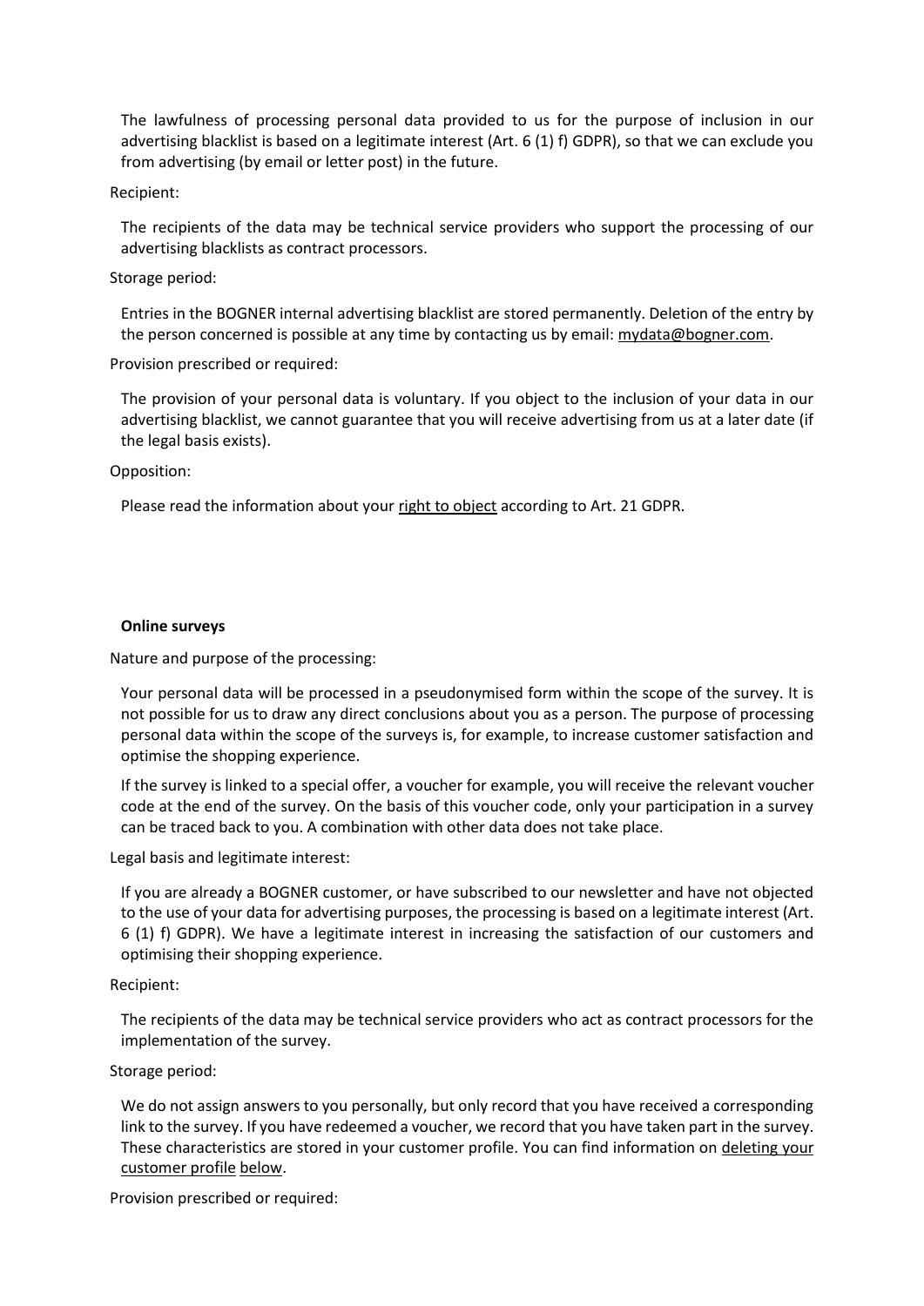The lawfulness of processing personal data provided to us for the purpose of inclusion in our advertising blacklist is based on a legitimate interest (Art. 6 (1) f) GDPR), so that we can exclude you from advertising (by email or letter post) in the future.

Recipient:

The recipients of the data may be technical service providers who support the processing of our advertising blacklists as contract processors.

Storage period:

Entries in the BOGNER internal advertising blacklist are stored permanently. Deletion of the entry by the person concerned is possible at any time by contacting us by email: mydata@bogner.com.

Provision prescribed or required:

The provision of your personal data is voluntary. If you object to the inclusion of your data in our advertising blacklist, we cannot guarantee that you will receive advertising from us at a later date (if the legal basis exists).

Opposition:

Please read the information about your right to object according to Art. 21 GDPR.

**Online surveys**

Nature and purpose of the processing:

Your personal data will be processed in a pseudonymised form within the scope of the survey. It is not possible for us to draw any direct conclusions about you as a person. The purpose of processing personal data within the scope of the surveys is, for example, to increase customer satisfaction and optimise the shopping experience.

If the survey is linked to a special offer, a voucher for example, you will receive the relevant voucher code at the end of the survey. On the basis of this voucher code, only your participation in a survey can be traced back to you. A combination with other data does not take place.

Legal basis and legitimate interest:

If you are already a BOGNER customer, or have subscribed to our newsletter and have not objected to the use of your data for advertising purposes, the processing is based on a legitimate interest (Art. 6 (1) f) GDPR). We have a legitimate interest in increasing the satisfaction of our customers and optimising their shopping experience.

Recipient:

The recipients of the data may be technical service providers who act as contract processors for the implementation of the survey.

Storage period:

We do not assign answers to you personally, but only record that you have received a corresponding link to the survey. If you have redeemed a voucher, we record that you have taken part in the survey. These characteristics are stored in your customer profile. You can find information on deleting your customer profile below.

Provision prescribed or required: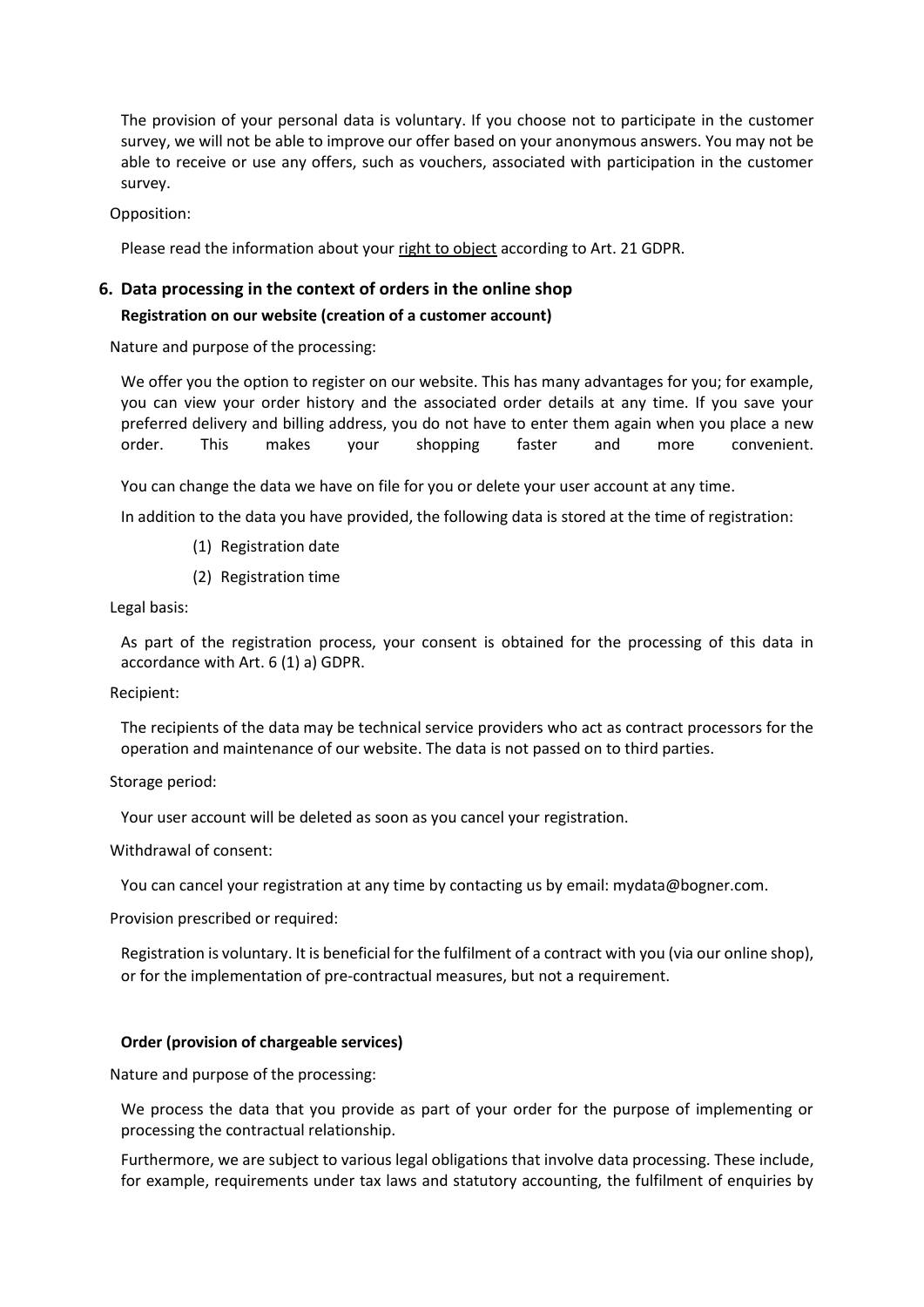The provision of your personal data is voluntary. If you choose not to participate in the customer survey, we will not be able to improve our offer based on your anonymous answers. You may not be able to receive or use any offers, such as vouchers, associated with participation in the customer survey.

Opposition:

Please read the information about your right to object according to Art. 21 GDPR.

## 6. Data processing in the context of orders in the online shop

### Registration on our website (creation of a customer account)

Nature and purpose of the processing:

We offer you the option to register on our website. This has many advantages for you; for example, you can view your order history and the associated order details at any time. If you save your preferred delivery and billing address, you do not have to enter them again when you place a new order. This makes your shopping faster and more convenient.

You can change the data we have on file for you or delete your user account at any time.

In addition to the data you have provided, the following data is stored at the time of registration:

(1) Registration date

(2) Registration time

Legal basis:

As part of the registration process, your consent is obtained for the processing of this data in accordance with Art. 6 (1) a) GDPR.

Recipient:

The recipients of the data may be technical service providers who act as contract processors for the operation and maintenance of our website. The data is not passed on to third parties.

Storage period:

Your user account will be deleted as soon as you cancel your registration.

Withdrawal of consent:

You can cancel your registration at any time by contacting us by email: mydata@bogner.com.

Provision prescribed or required:

Registration is voluntary. It is beneficial for the fulfilment of a contract with you (via our online shop), or for the implementation of pre-contractual measures, but not a requirement.

### Order (provision of chargeable services)

Nature and purpose of the processing:

We process the data that you provide as part of your order for the purpose of implementing or processing the contractual relationship.

Furthermore, we are subject to various legal obligations that involve data processing. These include, for example, requirements under tax laws and statutory accounting, the fulfilment of enquiries by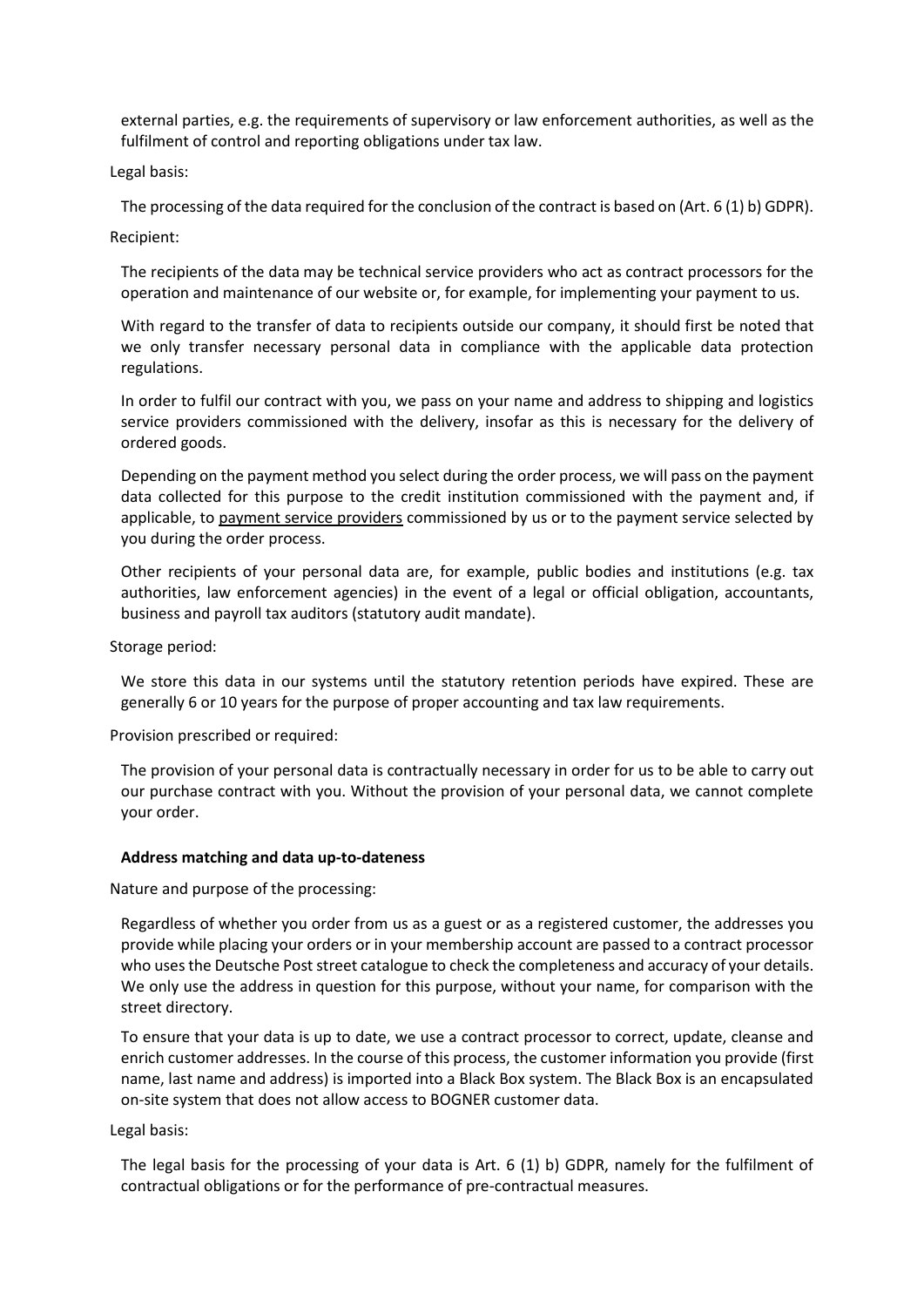external parties, e.g. the requirements of supervisory or law enforcement authorities, as well as the fulfilment of control and reporting obligations under tax law.

Legal basis:

The processing of the data required for the conclusion of the contract is based on (Art. 6 (1) b) GDPR).

Recipient:

The recipients of the data may be technical service providers who act as contract processors for the operation and maintenance of our website or, for example, for implementing your payment to us.

With regard to the transfer of data to recipients outside our company, it should first be noted that we only transfer necessary personal data in compliance with the applicable data protection regulations.

In order to fulfil our contract with you, we pass on your name and address to shipping and logistics service providers commissioned with the delivery, insofar as this is necessary for the delivery of ordered goods.

Depending on the payment method you select during the order process, we will pass on the payment data collected for this purpose to the credit institution commissioned with the payment and, if applicable, to payment service providers commissioned by us or to the payment service selected by you during the order process.

Other recipients of your personal data are, for example, public bodies and institutions (e.g. tax authorities, law enforcement agencies) in the event of a legal or official obligation, accountants, business and payroll tax auditors (statutory audit mandate).

Storage period:

We store this data in our systems until the statutory retention periods have expired. These are generally 6 or 10 years for the purpose of proper accounting and tax law requirements.

Provision prescribed or required:

The provision of your personal data is contractually necessary in order for us to be able to carry out our purchase contract with you. Without the provision of your personal data, we cannot complete your order.

**Address matching and data up-to-dateness**

Nature and purpose of the processing:

Regardless of whether you order from us as a guest or as a registered customer, the addresses you provide while placing your orders or in your membership account are passed to a contract processor who uses the Deutsche Post street catalogue to check the completeness and accuracy of your details. We only use the address in question for this purpose, without your name, for comparison with the street directory.

To ensure that your data is up to date, we use a contract processor to correct, update, cleanse and enrich customer addresses. In the course of this process, the customer information you provide (first name, last name and address) is imported into a Black Box system. The Black Box is an encapsulated on-site system that does not allow access to BOGNER customer data.

Legal basis:

The legal basis for the processing of your data is Art. 6 (1) b) GDPR, namely for the fulfilment of contractual obligations or for the performance of pre-contractual measures.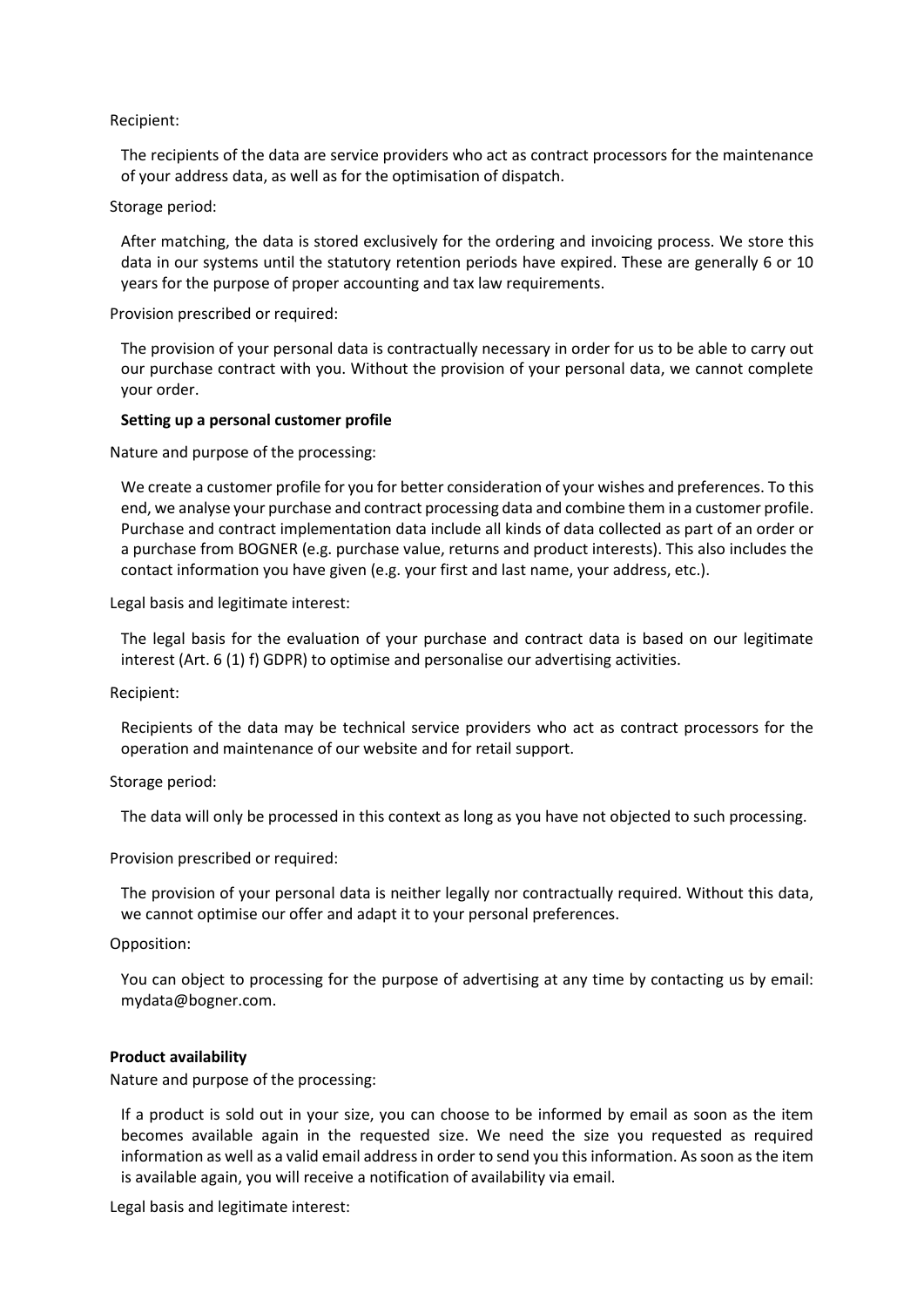Recipient:

The recipients of the data are service providers who act as contract processors for the maintenance of your address data, as well as for the optimisation of dispatch.

Storage period:

After matching, the data is stored exclusively for the ordering and invoicing process. We store this data in our systems until the statutory retention periods have expired. These are generally 6 or 10 years for the purpose of proper accounting and tax law requirements.

Provision prescribed or required:

The provision of your personal data is contractually necessary in order for us to be able to carry out our purchase contract with you. Without the provision of your personal data, we cannot complete your order.

**Setting up a personal customer profile**

Nature and purpose of the processing:

We create a customer profile for you for better consideration of your wishes and preferences. To this end, we analyse your purchase and contract processing data and combine them in a customer profile. Purchase and contract implementation data include all kinds of data collected as part of an order or a purchase from BOGNER (e.g. purchase value, returns and product interests). This also includes the contact information you have given (e.g. your first and last name, your address, etc.).

Legal basis and legitimate interest:

The legal basis for the evaluation of your purchase and contract data is based on our legitimate interest (Art. 6 (1) f) GDPR) to optimise and personalise our advertising activities.

Recipient:

Recipients of the data may be technical service providers who act as contract processors for the operation and maintenance of our website and for retail support.

Storage period:

The data will only be processed in this context as long as you have not objected to such processing.

Provision prescribed or required:

The provision of your personal data is neither legally nor contractually required. Without this data, we cannot optimise our offer and adapt it to your personal preferences.

Opposition:

You can object to processing for the purpose of advertising at any time by contacting us by email: mydata@bogner.com.

**Product availability**

Nature and purpose of the processing:

If a product is sold out in your size, you can choose to be informed by email as soon as the item becomes available again in the requested size. We need the size you requested as required information as well as a valid email address in order to send you this information. As soon as the item is available again, you will receive a notification of availability via email.

Legal basis and legitimate interest: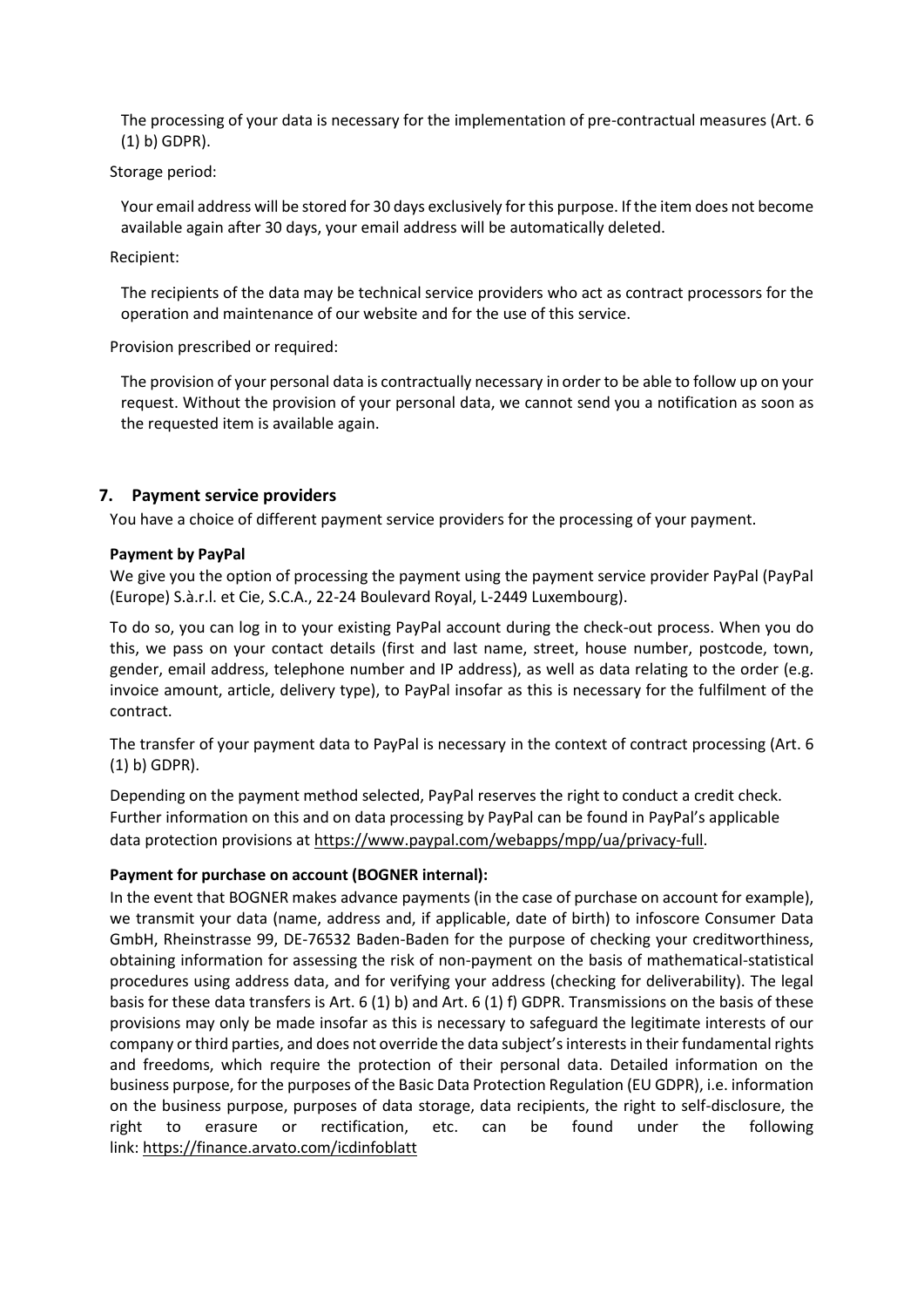The processing of your data is necessary for the implementation of pre-contractual measures (Art. 6 (1) b) GDPR).

Storage period:

Your email address will be stored for 30 days exclusively for this purpose. If the item does not become available again after 30 days, your email address will be automatically deleted.

Recipient:

The recipients of the data may be technical service providers who act as contract processors for the operation and maintenance of our website and for the use of this service.

Provision prescribed or required:

The provision of your personal data is contractually necessary in order to be able to follow up on your request. Without the provision of your personal data, we cannot send you a notification as soon as the requested item is available again.

## 7. Payment service providers

You have a choice of different payment service providers for the processing of your payment.

**Payment by PayPal**

We give you the option of processing the payment using the payment service provider PayPal (PayPal (Europe) S.à.r.l. et Cie, S.C.A., 22-24 Boulevard Royal, L-2449 Luxembourg).

To do so, you can log in to your existing PayPal account during the check-out process. When you do this, we pass on your contact details (first and last name, street, house number, postcode, town, gender, email address, telephone number and IP address), as well as data relating to the order (e.g. invoice amount, article, delivery type), to PayPal insofar as this is necessary for the fulfilment of the contract.

The transfer of your payment data to PayPal is necessary in the context of contract processing (Art. 6 (1) b) GDPR).

Depending on the payment method selected, PayPal reserves the right to conduct a credit check. Further information on this and on data processing by PayPal can be found in PayPal's applicable data protection provisions at https://www.paypal.com/webapps/mpp/ua/privacy-full.

**Payment for purchase on account (BOGNER internal):**

In the event that BOGNER makes advance payments (in the case of purchase on account for example), we transmit your data (name, address and, if applicable, date of birth) to infoscore Consumer Data GmbH, Rheinstrasse 99, DE-76532 Baden-Baden for the purpose of checking your creditworthiness, obtaining information for assessing the risk of non-payment on the basis of mathematical-statistical procedures using address data, and for verifying your address (checking for deliverability). The legal basis for these data transfers is Art. 6 (1) b) and Art. 6 (1) f) GDPR. Transmissions on the basis of these provisions may only be made insofar as this is necessary to safeguard the legitimate interests of our company or third parties, and does not override the data subject's interests in their fundamental rights and freedoms, which require the protection of their personal data. Detailed information on the business purpose, for the purposes of the Basic Data Protection Regulation (EU GDPR), i.e. information on the business purpose, purposes of data storage, data recipients, the right to self-disclosure, the right to erasure or rectification, etc. can be found under the following link: https://finance.arvato.com/icdinfoblatt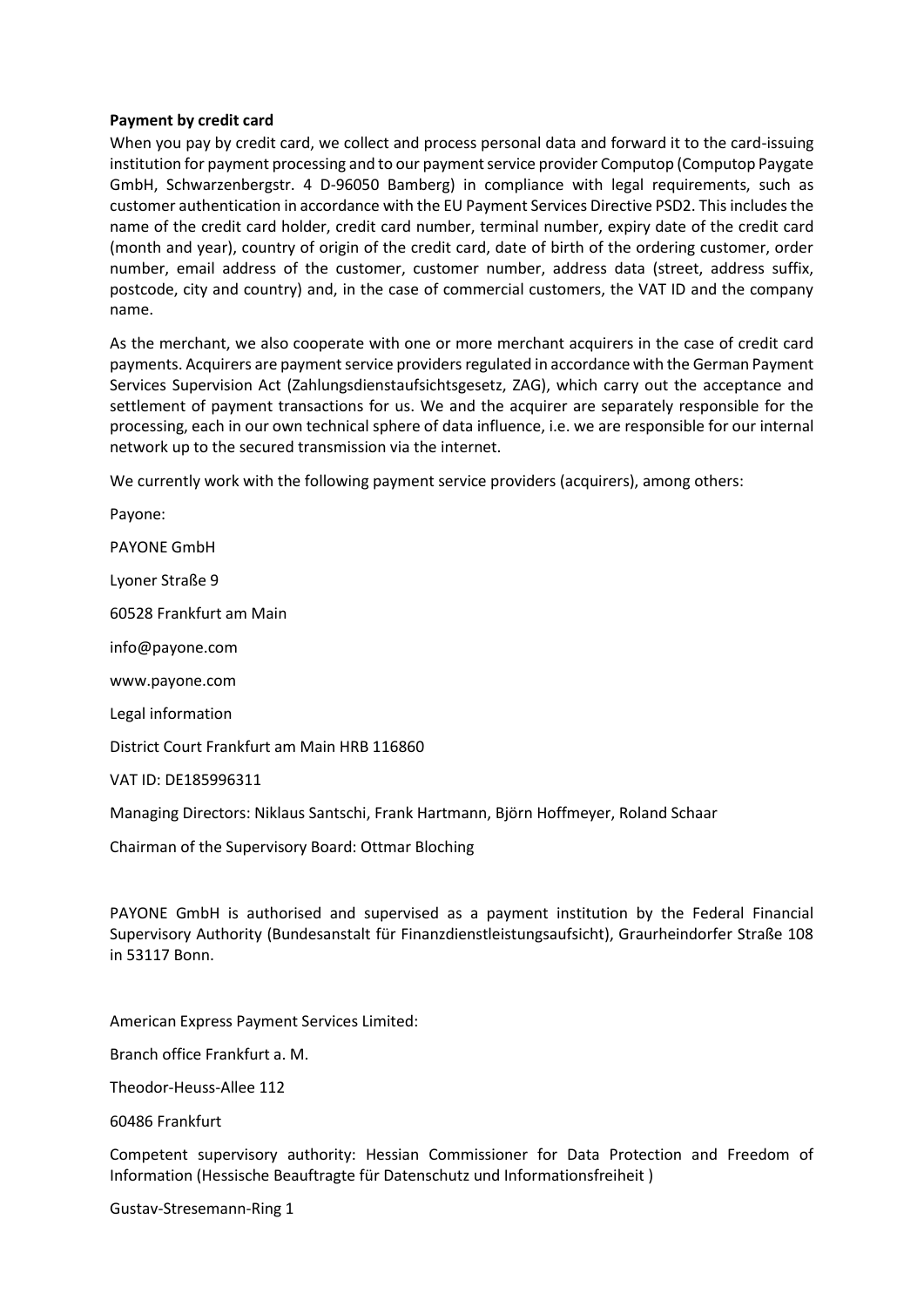**Payment by credit card**

When you pay by credit card, we collect and process personal data and forward it to the card-issuing institution for payment processing and to our payment service provider Computop (Computop Paygate GmbH, Schwarzenbergstr. 4 D-96050 Bamberg) in compliance with legal requirements, such as customer authentication in accordance with the EU Payment Services Directive PSD2. This includes the name of the credit card holder, credit card number, terminal number, expiry date of the credit card (month and year), country of origin of the credit card, date of birth of the ordering customer, order number, email address of the customer, customer number, address data (street, address suffix, postcode, city and country) and, in the case of commercial customers, the VAT ID and the company name.

As the merchant, we also cooperate with one or more merchant acquirers in the case of credit card payments. Acquirers are payment service providers regulated in accordance with the German Payment Services Supervision Act (Zahlungsdienstaufsichtsgesetz, ZAG), which carry out the acceptance and settlement of payment transactions for us. We and the acquirer are separately responsible for the processing, each in our own technical sphere of data influence, i.e. we are responsible for our internal network up to the secured transmission via the internet.

We currently work with the following payment service providers (acquirers), among others:

Payone:

PAYONE GmbH

Lyoner Straße 9

60528 Frankfurt am Main

info@payone.com

www.payone.com

Legal information

District Court Frankfurt am Main HRB 116860

VAT ID: DE185996311

Managing Directors: Niklaus Santschi, Frank Hartmann, Björn Hoffmeyer, Roland Schaar

Chairman of the Supervisory Board: Ottmar Bloching

PAYONE GmbH is authorised and supervised as a payment institution by the Federal Financial Supervisory Authority (Bundesanstalt für Finanzdienstleistungsaufsicht), Graurheindorfer Straße 108 in 53117 Bonn.

American Express Payment Services Limited:

Branch office Frankfurt a. M.

Theodor-Heuss-Allee 112

60486 Frankfurt

Competent supervisory authority: Hessian Commissioner for Data Protection and Freedom of Information (Hessische Beauftragte für Datenschutz und Informationsfreiheit )

Gustav-Stresemann-Ring 1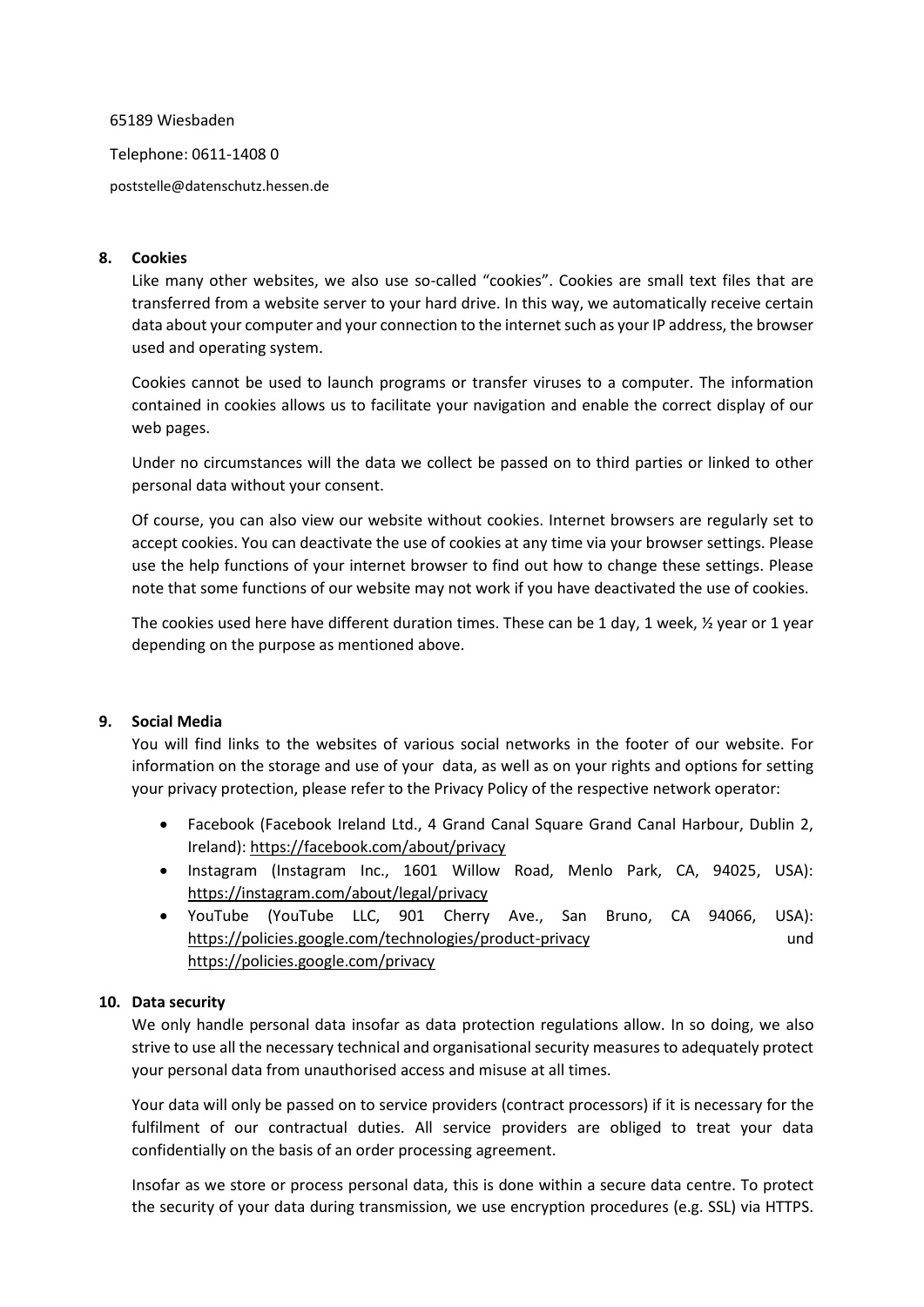65189 Wiesbaden

Telephone: 0611-1408 0

poststelle@datenschutz.hessen.de

## 8. Cookies

Like many other websites, we also use so-called “cookies”. Cookies are small text files that are transferred from a website server to your hard drive. In this way, we automatically receive certain data about your computer and your connection to the internet such as your IP address, the browser used and operating system.

Cookies cannot be used to launch programs or transfer viruses to a computer. The information contained in cookies allows us to facilitate your navigation and enable the correct display of our web pages.

Under no circumstances will the data we collect be passed on to third parties or linked to other personal data without your consent.

Of course, you can also view our website without cookies. Internet browsers are regularly set to accept cookies. You can deactivate the use of cookies at any time via your browser settings. Please use the help functions of your internet browser to find out how to change these settings. Please note that some functions of our website may not work if you have deactivated the use of cookies.

The cookies used here have different duration times. These can be 1 day, 1 week, ½ year or 1 year depending on the purpose as mentioned above.

## 9. Social Media

You will find links to the websites of various social networks in the footer of our website. For information on the storage and use of your data, as well as on your rights and options for setting your privacy protection, please refer to the Privacy Policy of the respective network operator:

- Facebook (Facebook Ireland Ltd., 4 Grand Canal Square Grand Canal Harbour, Dublin 2, Ireland): https://facebook.com/about/privacy
- Instagram (Instagram Inc., 1601 Willow Road, Menlo Park, CA, 94025, USA): https://instagram.com/about/legal/privacy
- YouTube (YouTube LLC, 901 Cherry Ave., San Bruno, CA 94066, USA): https://policies.google.com/technologies/product-privacy und https://policies.google.com/privacy

## 10. Data security

We only handle personal data insofar as data protection regulations allow. In so doing, we also strive to use all the necessary technical and organisational security measures to adequately protect your personal data from unauthorised access and misuse at all times.

Your data will only be passed on to service providers (contract processors) if it is necessary for the fulfilment of our contractual duties. All service providers are obliged to treat your data confidentially on the basis of an order processing agreement.

Insofar as we store or process personal data, this is done within a secure data centre. To protect the security of your data during transmission, we use encryption procedures (e.g. SSL) via HTTPS.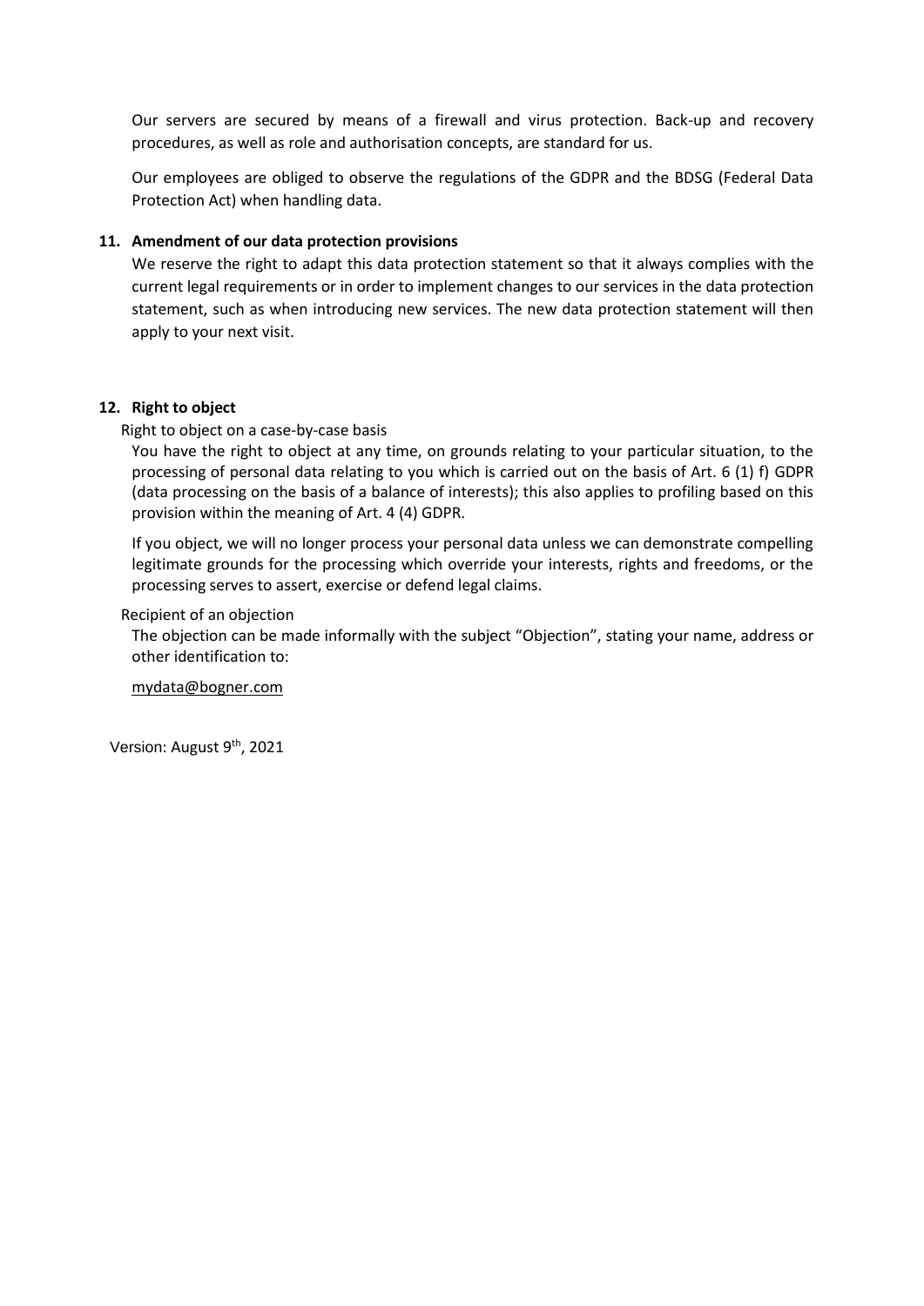Our servers are secured by means of a firewall and virus protection. Back-up and recovery procedures, as well as role and authorisation concepts, are standard for us.

Our employees are obliged to observe the regulations of the GDPR and the BDSG (Federal Data Protection Act) when handling data.

## 11. Amendment of our data protection provisions

We reserve the right to adapt this data protection statement so that it always complies with the current legal requirements or in order to implement changes to our services in the data protection statement, such as when introducing new services. The new data protection statement will then apply to your next visit.

## 12. Right to object

Right to object on a case-by-case basis

You have the right to object at any time, on grounds relating to your particular situation, to the processing of personal data relating to you which is carried out on the basis of Art. 6 (1) f) GDPR (data processing on the basis of a balance of interests); this also applies to profiling based on this provision within the meaning of Art. 4 (4) GDPR.

If you object, we will no longer process your personal data unless we can demonstrate compelling legitimate grounds for the processing which override your interests, rights and freedoms, or the processing serves to assert, exercise or defend legal claims.

Recipient of an objection

The objection can be made informally with the subject "Objection", stating your name, address or other identification to:

mydata@bogner.com

Version: August 9th, 2021